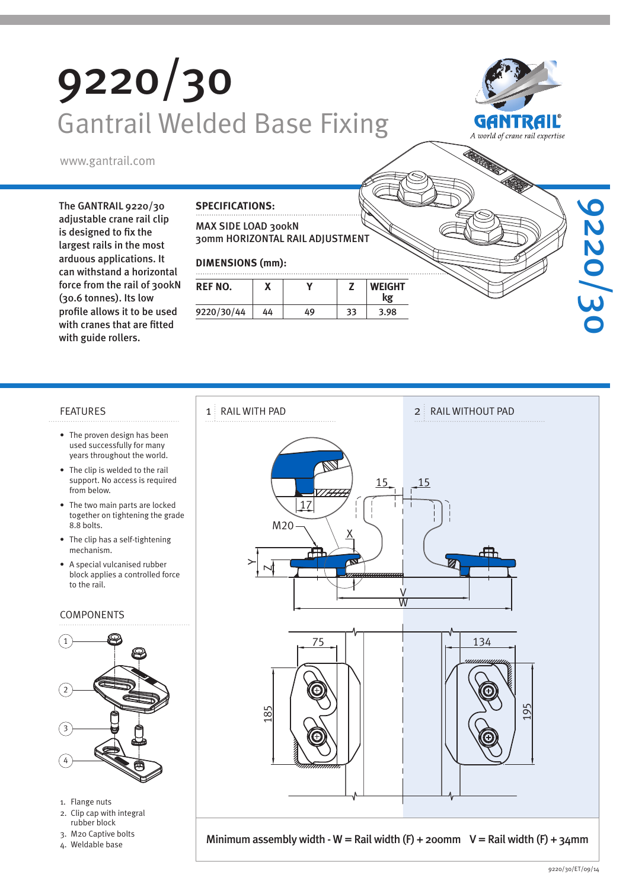# 9220/30

## Gantrail Welded Base Fixing

www.gantrail.com

The GANTRAIL 9220/30 adjustable crane rail clip is designed to fix the largest rails in the most arduous applications. It can withstand a horizontal force from the rail of 300kN (30.6 tonnes). Its low profile allows it to be used with cranes that are fitted with guide rollers.

**SPECIFICATIONS:**

MAX SIDE LOAD 300kN
30mm HORIZONTAL RAIL ADJUSTMENT

**DIMENSIONS (mm):**

| REF NO. | X | Y | Z | WEIGHT kg |
|---|---|---|---|---|
| 9220/30/44 | 44 | 49 | 33 | 3.98 |

### FEATURES

- The proven design has been used successfully for many years throughout the world.
- The clip is welded to the rail support. No access is required from below.
- The two main parts are locked together on tightening the grade 8.8 bolts.
- The clip has a self-tightening mechanism.
- A special vulcanised rubber block applies a controlled force to the rail.

### COMPONENTS

1. Flange nuts
2. Clip cap with integral rubber block
3. M20 Captive bolts
4. Weldable base

1 RAIL WITH PAD

2 RAIL WITHOUT PAD

15
15
17
M20
X
Y
Z
V
W
75
185
134
195

Minimum assembly width - W = Rail width (F) + 200mm V = Rail width (F) + 34mm

9220/30/ET/09/14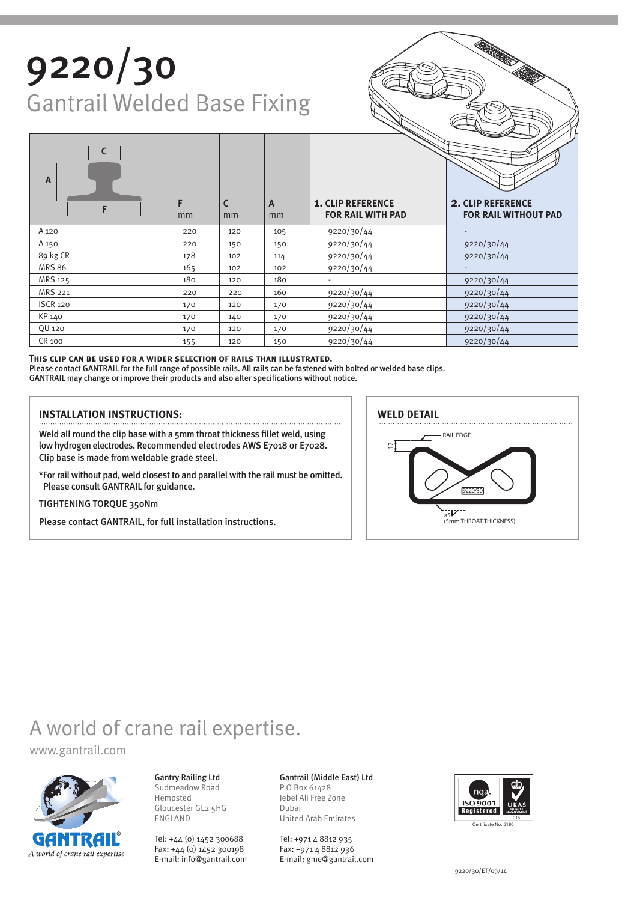# 9220/30

## Gantrail Welded Base Fixing

| | F mm | C mm | A mm | 1. CLIP REFERENCE FOR RAIL WITH PAD | 2. CLIP REFERENCE FOR RAIL WITHOUT PAD |
|---|---|---|---|---|---|
| A 120 | 220 | 120 | 105 | 9220/30/44 | - |
| A 150 | 220 | 150 | 150 | 9220/30/44 | 9220/30/44 |
| 89 kg CR | 178 | 102 | 114 | 9220/30/44 | 9220/30/44 |
| MRS 86 | 165 | 102 | 102 | 9220/30/44 | - |
| MRS 125 | 180 | 120 | 180 | - | 9220/30/44 |
| MRS 221 | 220 | 220 | 160 | 9220/30/44 | 9220/30/44 |
| ISCR 120 | 170 | 120 | 170 | 9220/30/44 | 9220/30/44 |
| KP 140 | 170 | 140 | 170 | 9220/30/44 | 9220/30/44 |
| QU 120 | 170 | 120 | 170 | 9220/30/44 | 9220/30/44 |
| CR 100 | 155 | 120 | 150 | 9220/30/44 | 9220/30/44 |

**This clip can be used for a wider selection of rails than illustrated.**
Please contact GANTRAIL for the full range of possible rails. All rails can be fastened with bolted or welded base clips.
GANTRAIL may change or improve their products and also alter specifications without notice.

### INSTALLATION INSTRUCTIONS:

Weld all round the clip base with a 5mm throat thickness fillet weld, using low hydrogen electrodes. Recommended electrodes AWS E7018 or E7028. Clip base is made from weldable grade steel.

*For rail without pad, weld closest to and parallel with the rail must be omitted. Please consult GANTRAIL for guidance.

TIGHTENING TORQUE 350Nm

Please contact GANTRAIL, for full installation instructions.

### WELD DETAIL

RAIL EDGE
17
9220/30
a5
(5mm THROAT THICKNESS)

# A world of crane rail expertise.

www.gantrail.com

GANTRAIL®
*A world of crane rail expertise*

**Gantry Railing Ltd**
Sudmeadow Road
Hempsted
Gloucester GL2 5HG
ENGLAND

Tel: +44 (0) 1452 300688
Fax: +44 (0) 1452 300198
E-mail: info@gantrail.com

**Gantrail (Middle East) Ltd**
P O Box 61428
Jebel Ali Free Zone
Dubai
United Arab Emirates

Tel: +971 4 8812 935
Fax: +971 4 8812 936
E-mail: gme@gantrail.com

nqa. ISO 9001 Registered
UKAS Quality Management 015
Certificate No. 5180

9220/30/ET/09/14